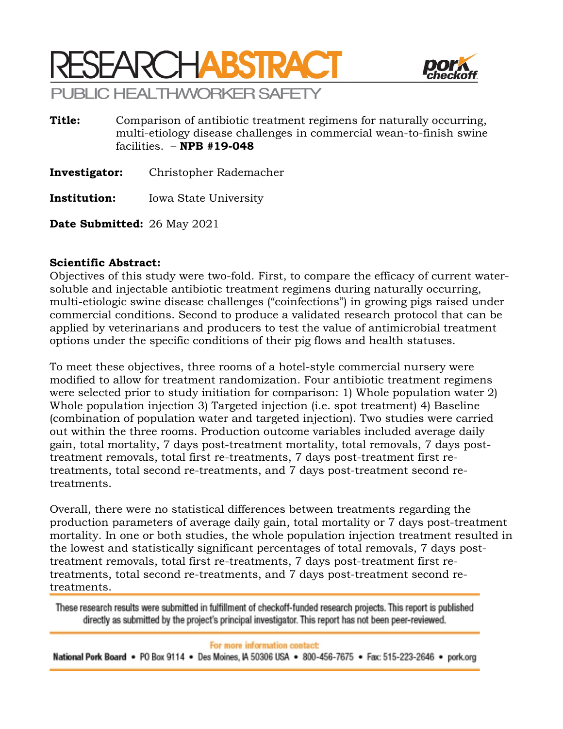# RESEARCH ABSTRACT

## PUBLIC HEALTH/WORKER SAFETY

**Title:** Comparison of antibiotic treatment regimens for naturally occurring, multi-etiology disease challenges in commercial wean-to-finish swine facilities. – **NPB #19-048**

**Investigator:** Christopher Rademacher

**Institution:** Iowa State University

**Date Submitted:** 26 May 2021

**Scientific Abstract:**

Objectives of this study were two-fold. First, to compare the efficacy of current water-soluble and injectable antibiotic treatment regimens during naturally occurring, multi-etiologic swine disease challenges (“coinfections”) in growing pigs raised under commercial conditions. Second to produce a validated research protocol that can be applied by veterinarians and producers to test the value of antimicrobial treatment options under the specific conditions of their pig flows and health statuses.

To meet these objectives, three rooms of a hotel-style commercial nursery were modified to allow for treatment randomization. Four antibiotic treatment regimens were selected prior to study initiation for comparison: 1) Whole population water 2) Whole population injection 3) Targeted injection (i.e. spot treatment) 4) Baseline (combination of population water and targeted injection). Two studies were carried out within the three rooms. Production outcome variables included average daily gain, total mortality, 7 days post-treatment mortality, total removals, 7 days post-treatment removals, total first re-treatments, 7 days post-treatment first re-treatments, total second re-treatments, and 7 days post-treatment second re-treatments.

Overall, there were no statistical differences between treatments regarding the production parameters of average daily gain, total mortality or 7 days post-treatment mortality. In one or both studies, the whole population injection treatment resulted in the lowest and statistically significant percentages of total removals, 7 days post-treatment removals, total first re-treatments, 7 days post-treatment first re-treatments, total second re-treatments, and 7 days post-treatment second re-treatments.

These research results were submitted in fulfillment of checkoff-funded research projects. This report is published directly as submitted by the project's principal investigator. This report has not been peer-reviewed.

For more information contact:

National Pork Board • PO Box 9114 • Des Moines, IA 50306 USA • 800-456-7675 • Fax: 515-223-2646 • pork.org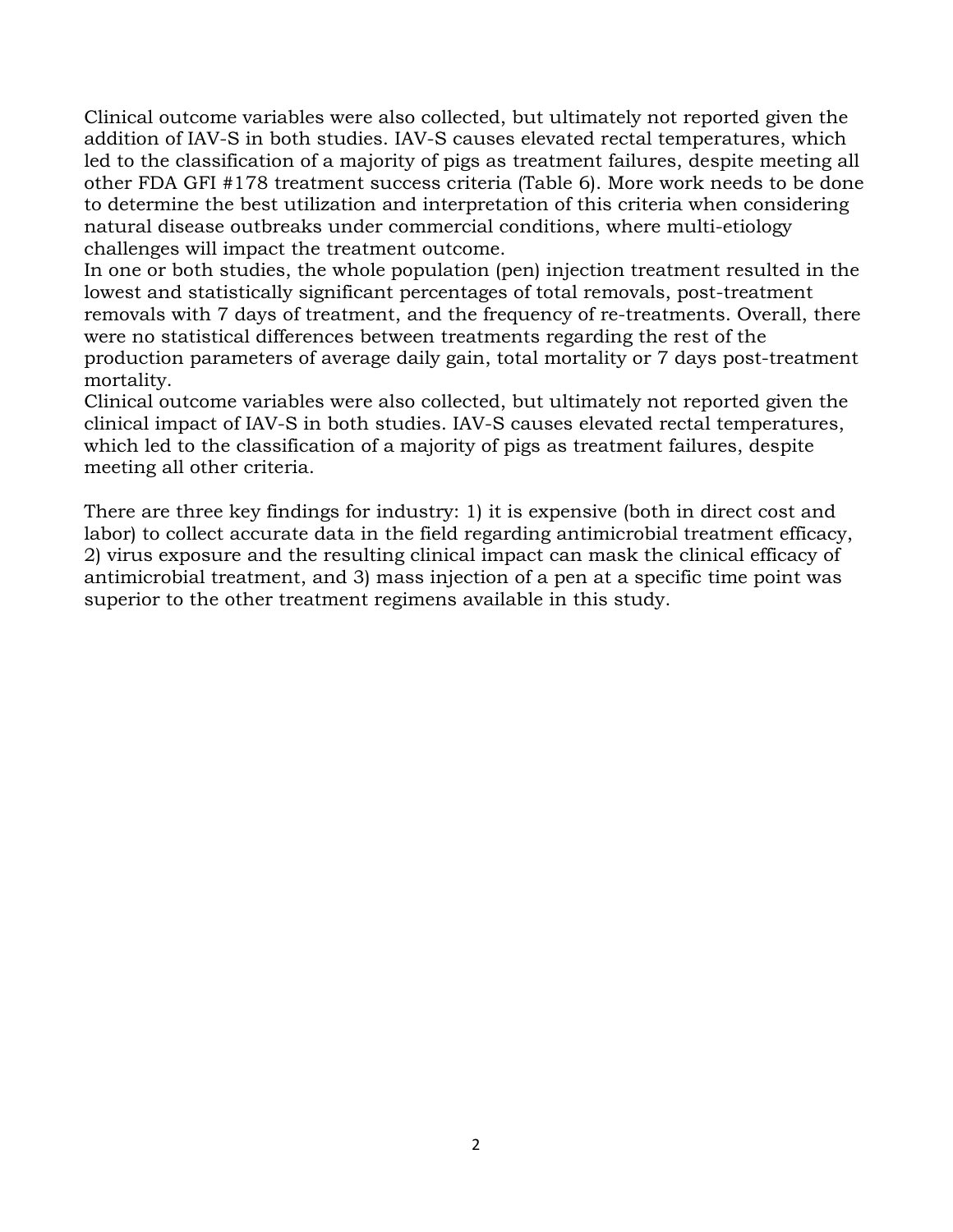Clinical outcome variables were also collected, but ultimately not reported given the addition of IAV-S in both studies. IAV-S causes elevated rectal temperatures, which led to the classification of a majority of pigs as treatment failures, despite meeting all other FDA GFI #178 treatment success criteria (Table 6). More work needs to be done to determine the best utilization and interpretation of this criteria when considering natural disease outbreaks under commercial conditions, where multi-etiology challenges will impact the treatment outcome.

In one or both studies, the whole population (pen) injection treatment resulted in the lowest and statistically significant percentages of total removals, post-treatment removals with 7 days of treatment, and the frequency of re-treatments. Overall, there were no statistical differences between treatments regarding the rest of the production parameters of average daily gain, total mortality or 7 days post-treatment mortality.

Clinical outcome variables were also collected, but ultimately not reported given the clinical impact of IAV-S in both studies. IAV-S causes elevated rectal temperatures, which led to the classification of a majority of pigs as treatment failures, despite meeting all other criteria.

There are three key findings for industry: 1) it is expensive (both in direct cost and labor) to collect accurate data in the field regarding antimicrobial treatment efficacy, 2) virus exposure and the resulting clinical impact can mask the clinical efficacy of antimicrobial treatment, and 3) mass injection of a pen at a specific time point was superior to the other treatment regimens available in this study.